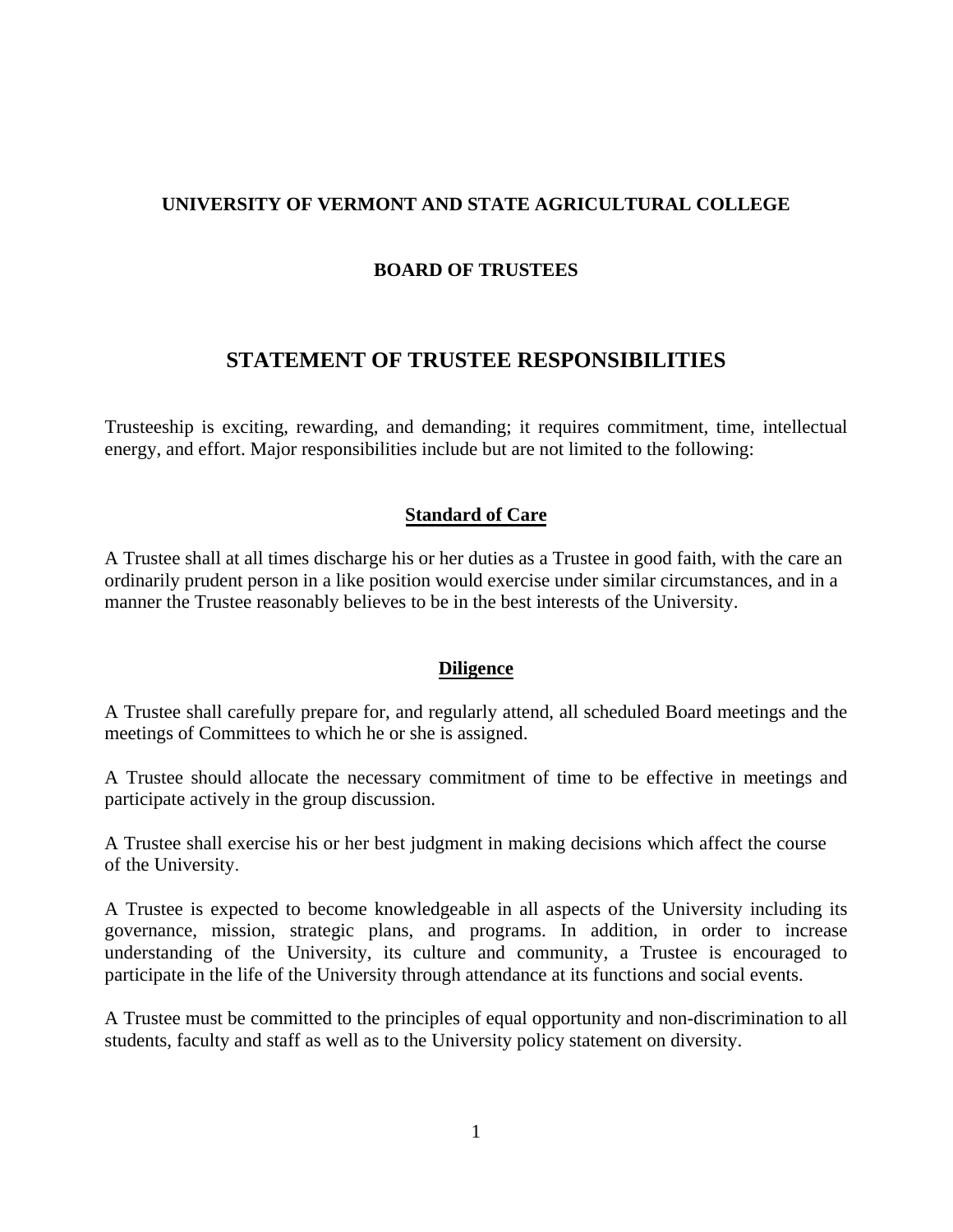**UNIVERSITY OF VERMONT AND STATE AGRICULTURAL COLLEGE**

**BOARD OF TRUSTEES**

# STATEMENT OF TRUSTEE RESPONSIBILITIES

Trusteeship is exciting, rewarding, and demanding; it requires commitment, time, intellectual energy, and effort. Major responsibilities include but are not limited to the following:

## Standard of Care

A Trustee shall at all times discharge his or her duties as a Trustee in good faith, with the care an ordinarily prudent person in a like position would exercise under similar circumstances, and in a manner the Trustee reasonably believes to be in the best interests of the University.

## Diligence

A Trustee shall carefully prepare for, and regularly attend, all scheduled Board meetings and the meetings of Committees to which he or she is assigned.

A Trustee should allocate the necessary commitment of time to be effective in meetings and participate actively in the group discussion.

A Trustee shall exercise his or her best judgment in making decisions which affect the course of the University.

A Trustee is expected to become knowledgeable in all aspects of the University including its governance, mission, strategic plans, and programs. In addition, in order to increase understanding of the University, its culture and community, a Trustee is encouraged to participate in the life of the University through attendance at its functions and social events.

A Trustee must be committed to the principles of equal opportunity and non-discrimination to all students, faculty and staff as well as to the University policy statement on diversity.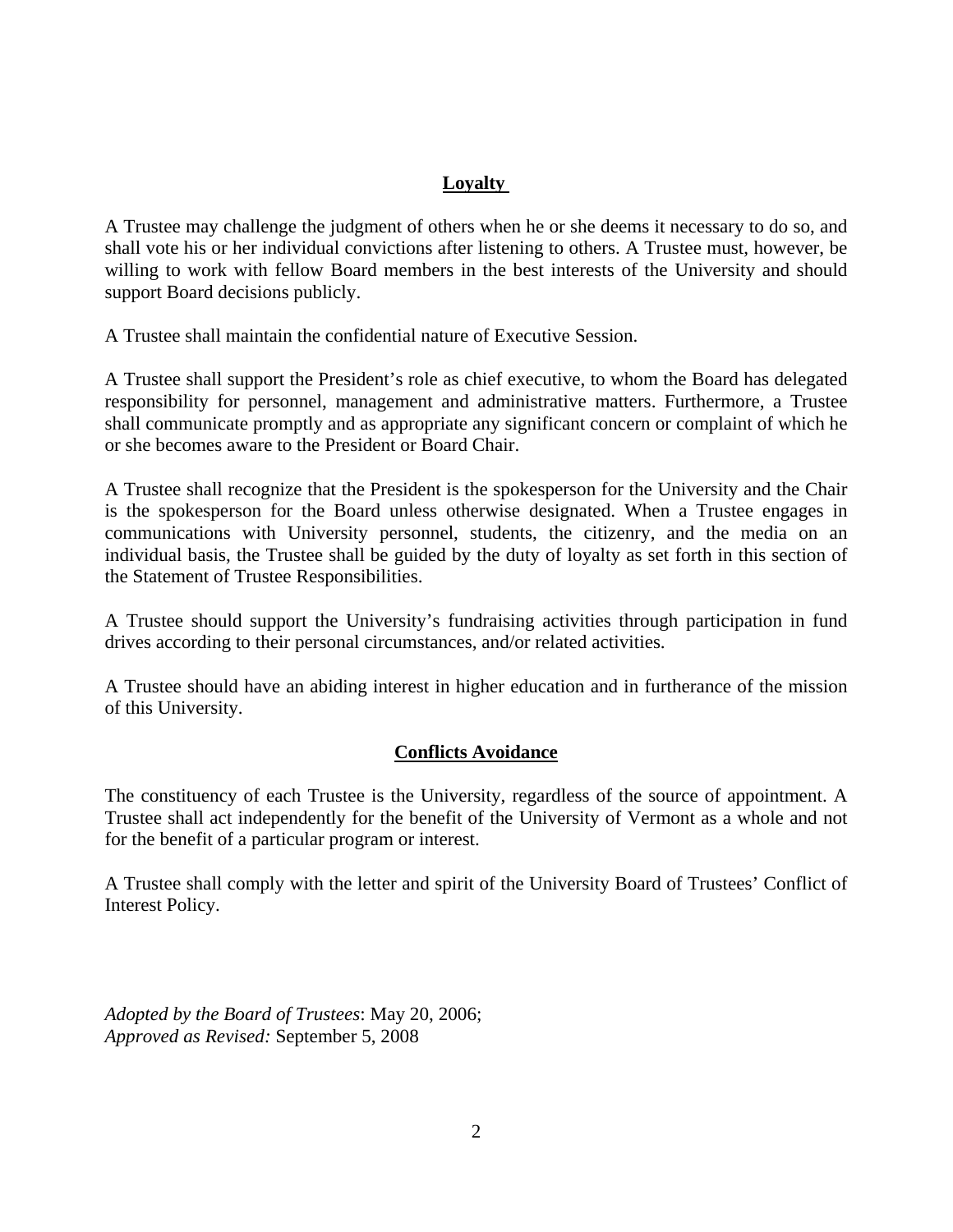## Loyalty

A Trustee may challenge the judgment of others when he or she deems it necessary to do so, and shall vote his or her individual convictions after listening to others. A Trustee must, however, be willing to work with fellow Board members in the best interests of the University and should support Board decisions publicly.

A Trustee shall maintain the confidential nature of Executive Session.

A Trustee shall support the President's role as chief executive, to whom the Board has delegated responsibility for personnel, management and administrative matters. Furthermore, a Trustee shall communicate promptly and as appropriate any significant concern or complaint of which he or she becomes aware to the President or Board Chair.

A Trustee shall recognize that the President is the spokesperson for the University and the Chair is the spokesperson for the Board unless otherwise designated. When a Trustee engages in communications with University personnel, students, the citizenry, and the media on an individual basis, the Trustee shall be guided by the duty of loyalty as set forth in this section of the Statement of Trustee Responsibilities.

A Trustee should support the University's fundraising activities through participation in fund drives according to their personal circumstances, and/or related activities.

A Trustee should have an abiding interest in higher education and in furtherance of the mission of this University.

## Conflicts Avoidance

The constituency of each Trustee is the University, regardless of the source of appointment. A Trustee shall act independently for the benefit of the University of Vermont as a whole and not for the benefit of a particular program or interest.

A Trustee shall comply with the letter and spirit of the University Board of Trustees' Conflict of Interest Policy.

*Adopted by the Board of Trustees*: May 20, 2006;
*Approved as Revised:* September 5, 2008